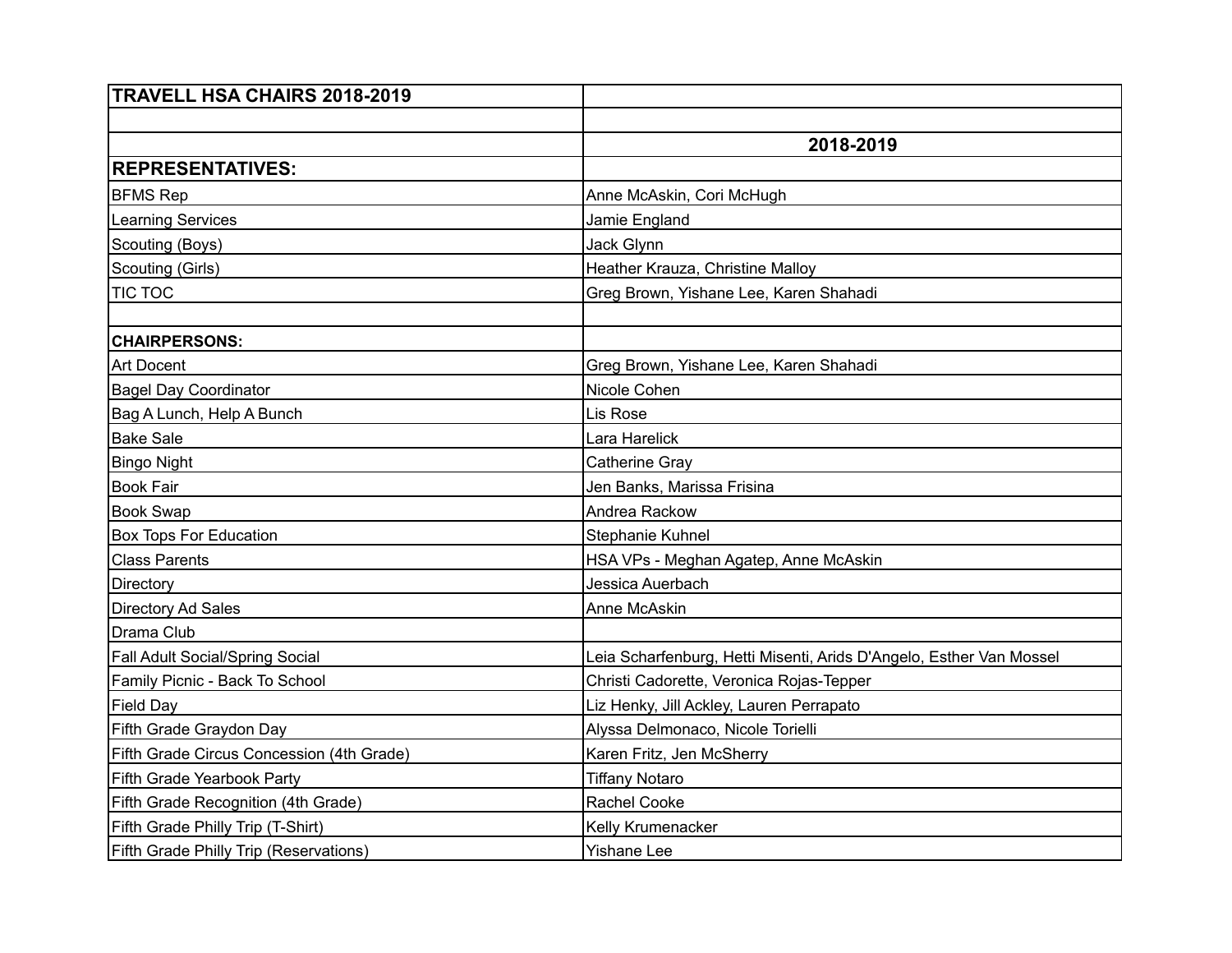| TRAVELL HSA CHAIRS 2018-2019 | |
|---|---|
| | |
| | **2018-2019** |
| **REPRESENTATIVES:** | |
| BFMS Rep | Anne McAskin, Cori McHugh |
| Learning Services | Jamie England |
| Scouting (Boys) | Jack Glynn |
| Scouting (Girls) | Heather Krauza, Christine Malloy |
| TIC TOC | Greg Brown, Yishane Lee, Karen Shahadi |
| | |
| **CHAIRPERSONS:** | |
| Art Docent | Greg Brown, Yishane Lee, Karen Shahadi |
| Bagel Day Coordinator | Nicole Cohen |
| Bag A Lunch, Help A Bunch | Lis Rose |
| Bake Sale | Lara Harelick |
| Bingo Night | Catherine Gray |
| Book Fair | Jen Banks, Marissa Frisina |
| Book Swap | Andrea Rackow |
| Box Tops For Education | Stephanie Kuhnel |
| Class Parents | HSA VPs - Meghan Agatep, Anne McAskin |
| Directory | Jessica Auerbach |
| Directory Ad Sales | Anne McAskin |
| Drama Club | |
| Fall Adult Social/Spring Social | Leia Scharfenburg, Hetti Misenti, Arids D'Angelo, Esther Van Mossel |
| Family Picnic - Back To School | Christi Cadorette, Veronica Rojas-Tepper |
| Field Day | Liz Henky, Jill Ackley, Lauren Perrapato |
| Fifth Grade Graydon Day | Alyssa Delmonaco, Nicole Torielli |
| Fifth Grade Circus Concession (4th Grade) | Karen Fritz, Jen McSherry |
| Fifth Grade Yearbook Party | Tiffany Notaro |
| Fifth Grade Recognition (4th Grade) | Rachel Cooke |
| Fifth Grade Philly Trip (T-Shirt) | Kelly Krumenacker |
| Fifth Grade Philly Trip (Reservations) | Yishane Lee |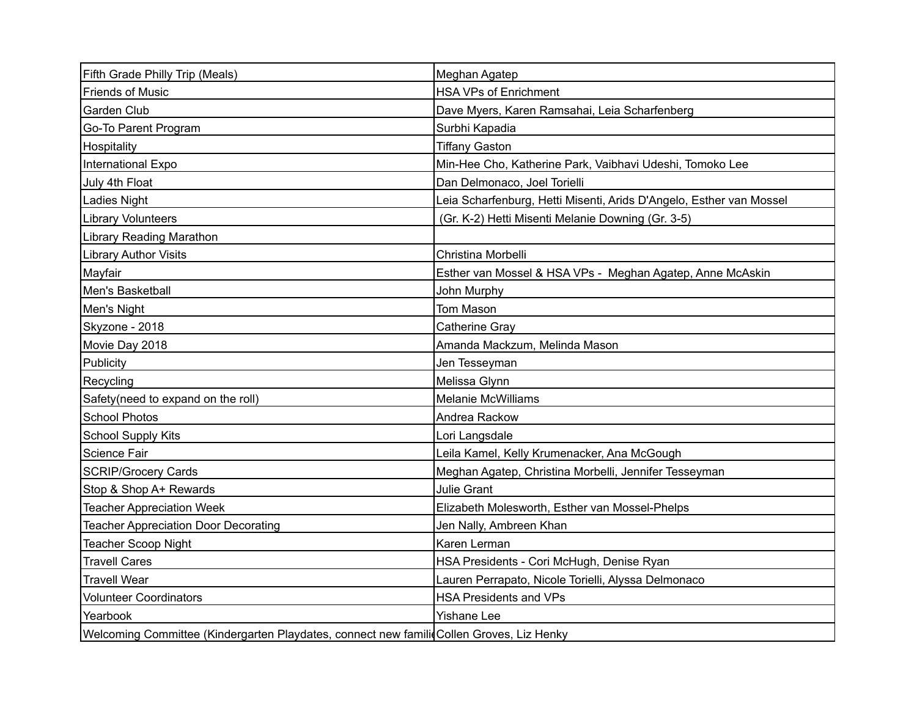| | |
|---|---|
| Fifth Grade Philly Trip (Meals) | Meghan Agatep |
| Friends of Music | HSA VPs of Enrichment |
| Garden Club | Dave Myers, Karen Ramsahai, Leia Scharfenberg |
| Go-To Parent Program | Surbhi Kapadia |
| Hospitality | Tiffany Gaston |
| International Expo | Min-Hee Cho, Katherine Park, Vaibhavi Udeshi, Tomoko Lee |
| July 4th Float | Dan Delmonaco, Joel Torielli |
| Ladies Night | Leia Scharfenburg, Hetti Misenti, Arids D'Angelo, Esther van Mossel |
| Library Volunteers | (Gr. K-2) Hetti Misenti Melanie Downing (Gr. 3-5) |
| Library Reading Marathon | |
| Library Author Visits | Christina Morbelli |
| Mayfair | Esther van Mossel & HSA VPs - Meghan Agatep, Anne McAskin |
| Men's Basketball | John Murphy |
| Men's Night | Tom Mason |
| Skyzone - 2018 | Catherine Gray |
| Movie Day 2018 | Amanda Mackzum, Melinda Mason |
| Publicity | Jen Tesseyman |
| Recycling | Melissa Glynn |
| Safety(need to expand on the roll) | Melanie McWilliams |
| School Photos | Andrea Rackow |
| School Supply Kits | Lori Langsdale |
| Science Fair | Leila Kamel, Kelly Krumenacker, Ana McGough |
| SCRIP/Grocery Cards | Meghan Agatep, Christina Morbelli, Jennifer Tesseyman |
| Stop & Shop A+ Rewards | Julie Grant |
| Teacher Appreciation Week | Elizabeth Molesworth, Esther van Mossel-Phelps |
| Teacher Appreciation Door Decorating | Jen Nally, Ambreen Khan |
| Teacher Scoop Night | Karen Lerman |
| Travell Cares | HSA Presidents - Cori McHugh, Denise Ryan |
| Travell Wear | Lauren Perrapato, Nicole Torielli, Alyssa Delmonaco |
| Volunteer Coordinators | HSA Presidents and VPs |
| Yearbook | Yishane Lee |
| Welcoming Committee (Kindergarten Playdates, connect new famili | Collen Groves, Liz Henky |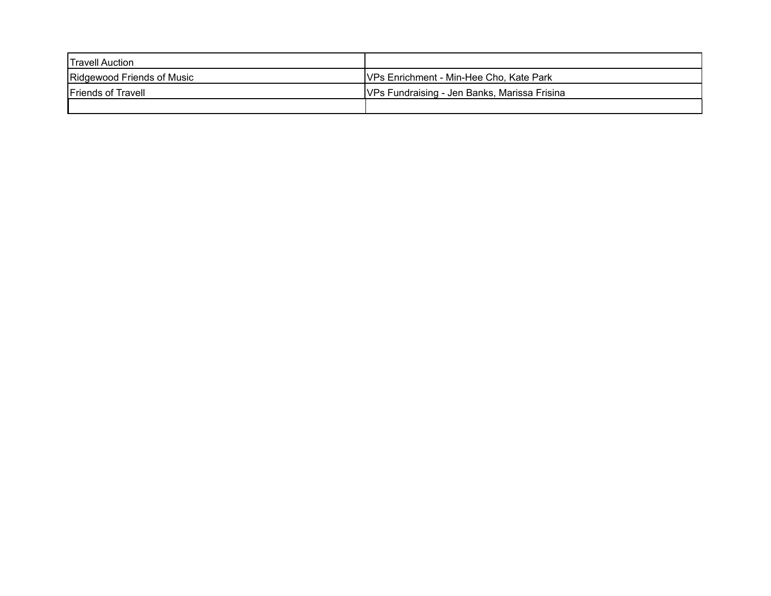| | |
|---|---|
| Travell Auction | |
| Ridgewood Friends of Music | VPs Enrichment - Min-Hee Cho, Kate Park |
| Friends of Travell | VPs Fundraising - Jen Banks, Marissa Frisina |
| | |